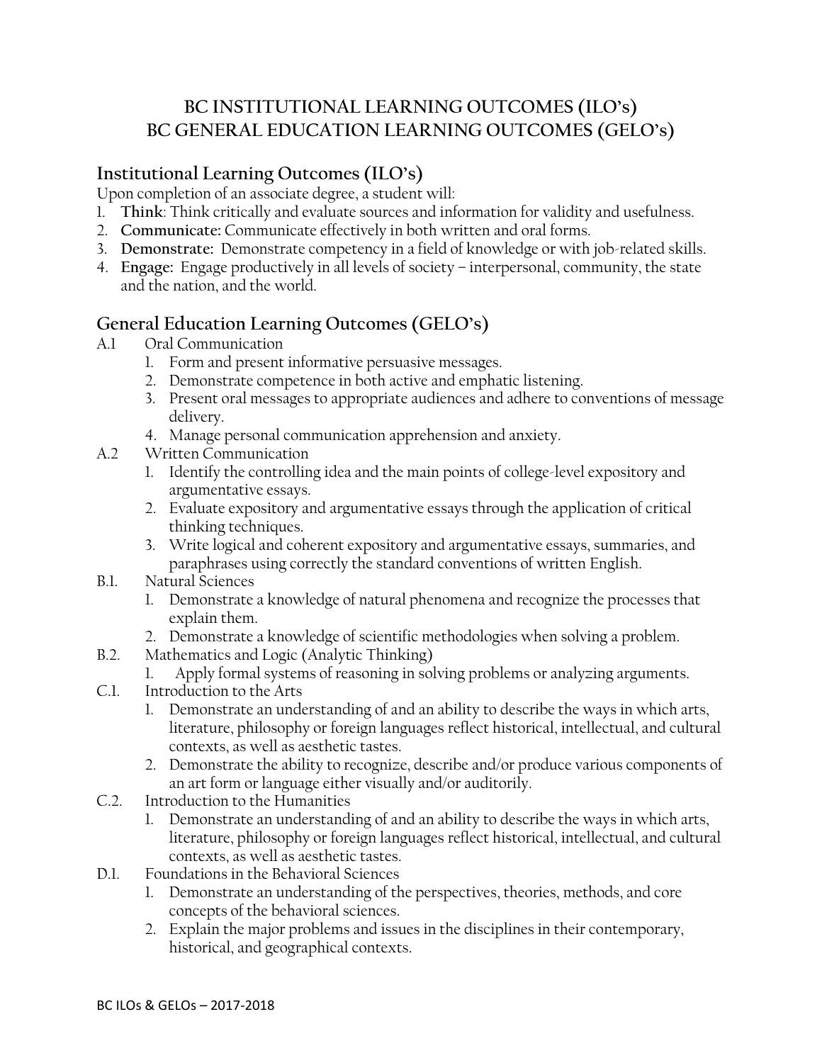# BC INSTITUTIONAL LEARNING OUTCOMES (ILO's)
# BC GENERAL EDUCATION LEARNING OUTCOMES (GELO's)

## Institutional Learning Outcomes (ILO's)

Upon completion of an associate degree, a student will:

1. **Think**: Think critically and evaluate sources and information for validity and usefulness.
2. **Communicate:** Communicate effectively in both written and oral forms.
3. **Demonstrate:** Demonstrate competency in a field of knowledge or with job-related skills.
4. **Engage:** Engage productively in all levels of society – interpersonal, community, the state and the nation, and the world.

## General Education Learning Outcomes (GELO's)

A.1 Oral Communication
1. Form and present informative persuasive messages.
2. Demonstrate competence in both active and emphatic listening.
3. Present oral messages to appropriate audiences and adhere to conventions of message delivery.
4. Manage personal communication apprehension and anxiety.

A.2 Written Communication
1. Identify the controlling idea and the main points of college-level expository and argumentative essays.
2. Evaluate expository and argumentative essays through the application of critical thinking techniques.
3. Write logical and coherent expository and argumentative essays, summaries, and paraphrases using correctly the standard conventions of written English.

B.1. Natural Sciences
1. Demonstrate a knowledge of natural phenomena and recognize the processes that explain them.
2. Demonstrate a knowledge of scientific methodologies when solving a problem.

B.2. Mathematics and Logic (Analytic Thinking)
1. Apply formal systems of reasoning in solving problems or analyzing arguments.

C.1. Introduction to the Arts
1. Demonstrate an understanding of and an ability to describe the ways in which arts, literature, philosophy or foreign languages reflect historical, intellectual, and cultural contexts, as well as aesthetic tastes.
2. Demonstrate the ability to recognize, describe and/or produce various components of an art form or language either visually and/or auditorily.

C.2. Introduction to the Humanities
1. Demonstrate an understanding of and an ability to describe the ways in which arts, literature, philosophy or foreign languages reflect historical, intellectual, and cultural contexts, as well as aesthetic tastes.

D.1. Foundations in the Behavioral Sciences
1. Demonstrate an understanding of the perspectives, theories, methods, and core concepts of the behavioral sciences.
2. Explain the major problems and issues in the disciplines in their contemporary, historical, and geographical contexts.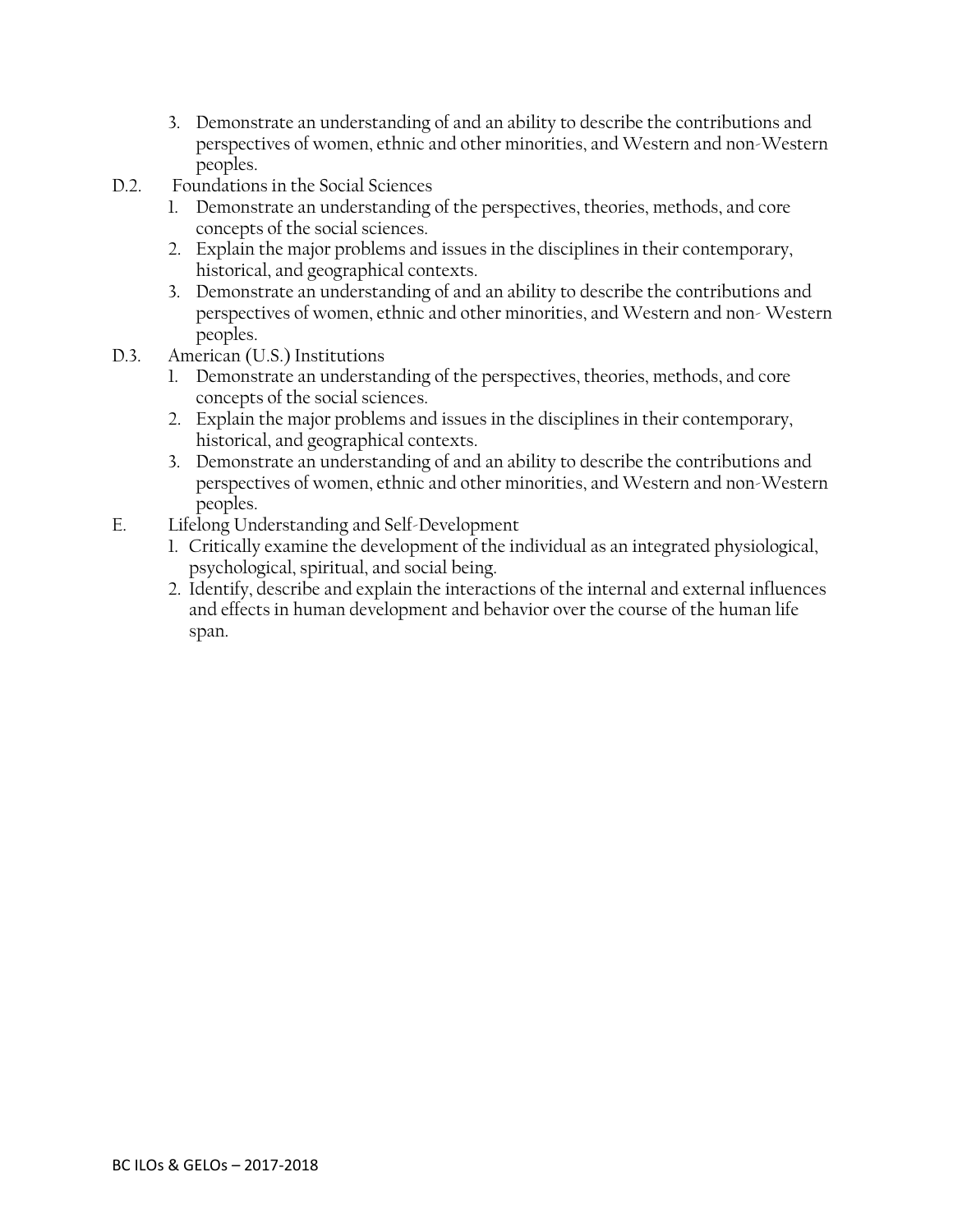3. Demonstrate an understanding of and an ability to describe the contributions and perspectives of women, ethnic and other minorities, and Western and non-Western peoples.

D.2. Foundations in the Social Sciences

1. Demonstrate an understanding of the perspectives, theories, methods, and core concepts of the social sciences.
2. Explain the major problems and issues in the disciplines in their contemporary, historical, and geographical contexts.
3. Demonstrate an understanding of and an ability to describe the contributions and perspectives of women, ethnic and other minorities, and Western and non- Western peoples.

D.3. American (U.S.) Institutions

1. Demonstrate an understanding of the perspectives, theories, methods, and core concepts of the social sciences.
2. Explain the major problems and issues in the disciplines in their contemporary, historical, and geographical contexts.
3. Demonstrate an understanding of and an ability to describe the contributions and perspectives of women, ethnic and other minorities, and Western and non-Western peoples.

E. Lifelong Understanding and Self-Development

1. Critically examine the development of the individual as an integrated physiological, psychological, spiritual, and social being.
2. Identify, describe and explain the interactions of the internal and external influences and effects in human development and behavior over the course of the human life span.